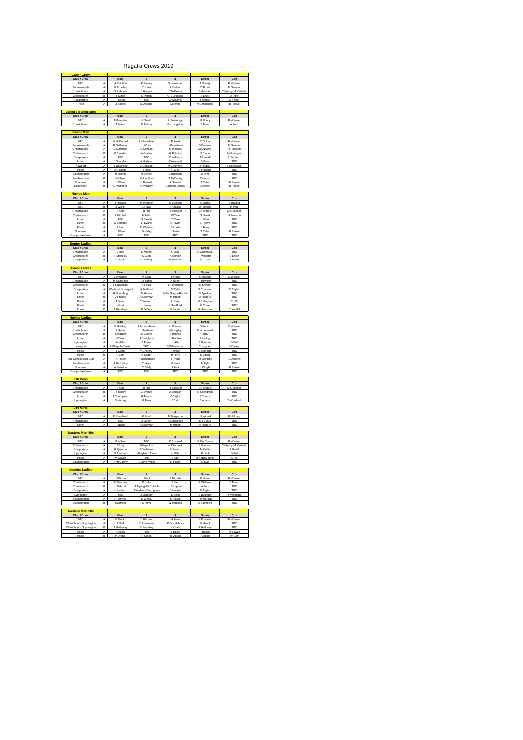# Regatta Crews 2019

## Club / Crew

| Club / Crew | | Bow | 2 | 3 | Stroke | Cox |
|---|---|---|---|---|---|---|
| BTC | A | A Ratcliffe | P Sturley | S Lawrence | T Stanley | R Weaver |
| Bournemouth | A | N Prowles | T Cave | L Darlow | D Bihari | M Samuel |
| Christchurch | A | G Rabbets | J Hooper | J McKenna | J Hannafin | T Myring-McCulloch |
| Christchurch | B | T Mann | E Patton | G-L Angiiloni | S Erwin | A Forit |
| Coalporters | A | P Spratt | TBC | Z Williams | T Symes | D Taylor |
| Ryde | A | O Botrell | M Allsupp | M Ewing | N Christopher | B Reeve |

## Junior / Senior Men

| Club / Crew | | Bow | 2 | 3 | Stroke | Cox |
|---|---|---|---|---|---|---|
| BTC | A | T Potentier | R Smith | L Betteridge | M Moody | R Weaver |
| Christchurch | A | T Mann | E Patton | G-L Angiiloni | S Erwin | A Forit |

## Junior Men

| Club / Crew | | Bow | 2 | 3 | Stroke | Cox |
|---|---|---|---|---|---|---|
| BTC | A | B McDonald | L Clousdale | P Noad | C Dukes | R Weaver |
| Bournemouth | A | R Gellender | L White | J Bayneham | S Dupreez | M Samuel |
| Christchurch | A | C Marshall | S Cannon | M Weekes | M Durward | H Pearson |
| Christchurch | B | F Canelas | A Gielias | G Robbins | N Clarke | M Grainger |
| Coalporters | A | TBC | TBC | C Williams | J Randell | L Bedford |
| Itchen | A | J Sneddon | A Hodges | J Weatherill | S Frost | TBC |
| Newport | A | T Batchelor | O Coulson | M Chalmers | J Findley | L Redwood |
| Poole | A | J Hoyland | T Rees | R Way | J Hoyland | TBC |
| Southampton | A | R Doling | M Burkett | J Bashford | W Kyle | TBC |
| Southampton | B | N Gibson | J Mountford | T McCarthy | T Hoppe | TBC |
| Southsea | A | J Ware | J Barwell | A Stewart | T Calaa | B Reeve |
| Southsea * | B | D Valentine | O Wisbey | J Brooke-Jones | D Kirwan | B Reeve |

## Novice Men

| Club / Crew | | Bow | 2 | 3 | Stroke | Cox |
|---|---|---|---|---|---|---|
| BTC | A | J Hawker | M Wegner | R Elderton | K Mathis | B Holding |
| BTC | B | J Wells | G Rowe | F Grasso | D Parsons | M Paul |
| Christchurch | A | T King | B Hill | R Brewster | C Pengelly | M Grainger |
| Christchurch | B | F Mitchell | M Mills | W Tate | S Hewitt | H Pearson |
| Itchen | A | TBC | S Blewitt | T Wenn | L Wenn | TBC |
| Itchen | B | O Barnaby | R Evans | O Taylor | E Thorne | TBC |
| Poole | A | J Bath | D Watson | S Curtis | J Perry | TBC |
| Southsea | A | J Ware | D Kirby | J Kellet | T Calaa | B Reeve |
| Composite Crew | A | TBC | TBC | TBC | TBC | TBC |

## Senior Ladies

| Club / Crew | | Bow | 2 | 3 | Stroke | Cox |
|---|---|---|---|---|---|---|
| Christchurch | A | L Hart | E Moran | C Brad | K Cherskova | TBC |
| Christchurch | B | F Standley | S Glen | A Binnion | R Williams | E Erwin |
| Coalporters | A | E Spratt | C Starkey | R Walczak | E Cruse | P Budd |

## Junior Ladies

| Club / Crew | | Bow | 2 | 3 | Stroke | Cox |
|---|---|---|---|---|---|---|
| BTC | A | V Walshaw | M Gibb | L Chick | K Hassan | C Weaver |
| Christchurch | A | M Campbell | J Fabriot | A Turner | F Howcroft | TBC |
| Christchurch | B | I Langridge | A Facer | E Fairclough | H Skinner | TBC |
| Coalporters | A | Warland-Drumgool | A Bedford | S Wells | M Chapman | D Taylor |
| Itchen | A | R Spedding | M Hance | M McGregor-Ritchie | S Sparkes | TBC |
| Itchen | B | J Phelps | A Newman | M Strong | A Hodges | TBC |
| Poole | A | J Bolton | C Wofford | H Daily | M Callaghan | C Hill |
| Poole | B | H Hall | L Jeans | L Sandford | C Crane | TBC |
| Poole | C | A Henshaw | N Jeffery | K Sadler | M Matusova | Chez Hill |

## Novice Ladies

| Club / Crew | | Bow | 2 | 3 | Stroke | Cox |
|---|---|---|---|---|---|---|
| BTC | A | B Holding | L Brocklehurst | H Weaver | G Kenton | C Weaver |
| Christchurch | A | S Harris | L Gardener | M Lungley | E Woodward | TBC |
| Christchurch | B | S Ingram | S Clarke | L Hanney | TBC | TBC |
| Itchen | A | N Dixon | J Creighton | L Bradley | E Hickey | TBC |
| Lymington | A | A Melin | E Potter | L Mills | E Butchers | O Bull |
| Newport | A | B Walpole-Davis | TBC | S Whitehouse | C Hughes | E Oatley |
| Poole | A | J Gibbs | V Chinery | A Olona | G Lambert | TBC |
| Poole | B | L Bath | S Gilder | H Perry | S Ballett | TBC |
| Ryde School Boat Club | A | A Taylor | A Richardson | F Webb | M Lillington | E Jenkins |
| Southampton | A | A McCarthy | C Heys | M Mann | M Kyle | TBC |
| Southsea | A | A Emerton | C Eddy | J Back | J Wright | B Reeve |
| Composite Crew | A | TBC | TBC | TBC | TBC | TBC |

## J16 Boys

| Club / Crew | | Bow | 2 | 3 | Stroke | Cox |
|---|---|---|---|---|---|---|
| Christchurch | A | T King | B Hill | R Brewster | C Pengelly | M Grainger |
| Christchurch | B | R Ingram | C Everett | J Brangan | O Gillingham | TBC |
| Itchen | A | A Thompson | R Evans | O Taylor | E Thorne | TBC |
| Lymington | A | O Verney | G Fern | E Cain | J Adams | T Woolford |

## J16 Girls

| Club / Crew | | Bow | 2 | 3 | Stroke | Cox |
|---|---|---|---|---|---|---|
| BTC | A | E Shephard | K Ford | M Margeson | J Leonard | B Holding |
| Christchurch | A | TBC | J Larner | A Donaldson | E J Evans | TBC |
| Itchen | A | F Nellor | A Newman | M Strong | A Hodges | TBC |

## Masters Men 40s

| Club / Crew | | Bow | 2 | 3 | Stroke | Cox |
|---|---|---|---|---|---|---|
| BTC | A | M Wilson | TBC | R Binstead | G De Courcy | R Weaver |
| Christchurch | A | S Livy | J Reynolds | N Dimmock | J Simpson | T Myring-McCulloch |
| Coalporters | A | R Quinton | R Williams | G Seward | M Coffin | P Budd |
| Lymington | A | M Tremain | M Leyland-Jones | H Mills | P Lock | O Bull |
| Poole | A | M Sewell | I Hill | S Bath | M Bettley-Smith | C Hill |
| Southampton | A | T McCarthy | S Lloyd-West | R Doling | C Kyle | TBC |

## Masters Ladies

| Club / Crew | | Bow | 2 | 3 | Stroke | Cox |
|---|---|---|---|---|---|---|
| BTC | A | J Wilson | L Mould | E Nicholls | K Hume | R Weaver |
| Christchurch | A | F Standley | E Kelly | S Glen | R Williams | E Erwin |
| Christchurch | B | J Edicott | T Myring-McCulloch | L Campbell | A Forit | TBC |
| Coalporters | A | L Bedford | J Warland-Drumgoole | C Hackett | M Taylor | TBC |
| Lymington | A | TBC | J Memery | K Melin | E Butchers | T Woolford |
| Southampton | A | A Davies | E Whale | K Holliss | F Walbridge | TBC |
| Southampton | B | I McMinn | C Heys | W Hartland | A Saunders | TBC |

## Masters Men 50s

| Club / Crew | | Bow | 2 | 3 | Stroke | Cox |
|---|---|---|---|---|---|---|
| BTC | A | B Mould | C Pitches | M Hume | B Edwards | R Weaver |
| Christchurch / Lymington | A | T Bull | T Rosewarn | P Scantlebury | M Heard | TBC |
| Christchurch / Lymington | B | A Galloway | R Standley | K Chalk | A Holloway | TBC |
| Poole | A | K Keely | I Hill | T Ballett | P Ballard | M Sewell |
| Poole | B | P Drane | R Gibbs | R Wilson | P Jacobs | W Duff |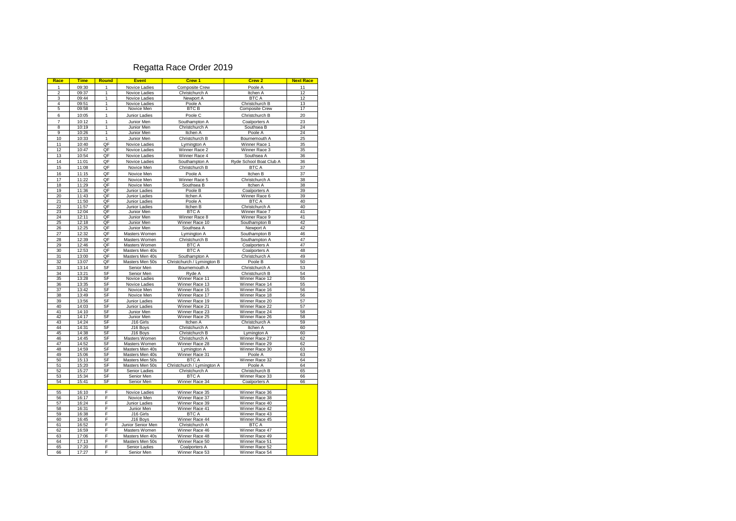# Regatta Race Order 2019

| Race | Time | Round | Event | Crew 1 | Crew 2 | Next Race |
|---|---|---|---|---|---|---|
| 1 | 09:30 | 1 | Novice Ladies | Composite Crew | Poole A | 11 |
| 2 | 09:37 | 1 | Novice Ladies | Christchurch A | Itchen A | 12 |
| 3 | 09:44 | 1 | Novice Ladies | Newport A | BTC A | 12 |
| 4 | 09:51 | 1 | Novice Ladies | Poole A | Christchurch B | 13 |
| 5 | 09:58 | 1 | Novice Men | BTC B | Composite Crew | 17 |
| 6 | 10:05 | 1 | Junior Ladies | Poole C | Christchurch B | 20 |
| 7 | 10:12 | 1 | Junior Men | Southampton A | Coalporters A | 23 |
| 8 | 10:19 | 1 | Junior Men | Christchurch A | Southsea B | 24 |
| 9 | 10:26 | 1 | Junior Men | Itchen A | Poole A | 24 |
| 10 | 10:33 | 1 | Junior Men | Christchurch B | Bournemouth A | 25 |
| 11 | 10:40 | QF | Novice Ladies | Lymington A | Winner Race 1 | 35 |
| 12 | 10:47 | QF | Novice Ladies | Winner Race 2 | Winner Race 3 | 35 |
| 13 | 10:54 | QF | Novice Ladies | Winner Race 4 | Southsea A | 36 |
| 14 | 11:01 | QF | Novice Ladies | Southampton A | Ryde School Boat Club A | 36 |
| 15 | 11:08 | QF | Novice Men | Christchurch B | BTC A | 37 |
| 16 | 11:15 | QF | Novice Men | Poole A | Itchen B | 37 |
| 17 | 11:22 | QF | Novice Men | Winner Race 5 | Christchurch A | 38 |
| 18 | 11:29 | QF | Novice Men | Southsea B | Itchen A | 38 |
| 19 | 11:36 | QF | Junior Ladies | Poole B | Coalporters A | 39 |
| 20 | 11:43 | QF | Junior Ladies | Itchen A | Winner Race 6 | 39 |
| 21 | 11:50 | QF | Junior Ladies | Poole A | BTC A | 40 |
| 22 | 11:57 | QF | Junior Ladies | Itchen B | Christchurch A | 40 |
| 23 | 12:04 | QF | Junior Men | BTC A | Winner Race 7 | 41 |
| 24 | 12:11 | QF | Junior Men | Winner Race 8 | Winner Race 9 | 41 |
| 25 | 12:18 | QF | Junior Men | Winner Race 10 | Southampton B | 42 |
| 26 | 12:25 | QF | Junior Men | Southsea A | Newport A | 42 |
| 27 | 12:32 | QF | Masters Women | Lymington A | Southampton B | 46 |
| 28 | 12:39 | QF | Masters Women | Christchurch B | Southampton A | 47 |
| 29 | 12:46 | QF | Masters Women | BTC A | Coalporters A | 47 |
| 30 | 12:53 | QF | Masters Men 40s | BTC A | Coalporters A | 48 |
| 31 | 13:00 | QF | Masters Men 40s | Southampton A | Christchurch A | 49 |
| 32 | 13:07 | QF | Masters Men 50s | Christchurch / Lymington B | Poole B | 50 |
| 33 | 13:14 | SF | Senior Men | Bournemouth A | Christchurch A | 53 |
| 34 | 13:21 | SF | Senior Men | Ryde A | Christchurch B | 54 |
| 35 | 13:28 | SF | Novice Ladies | Winner Race 11 | Winner Race 12 | 55 |
| 36 | 13:35 | SF | Novice Ladies | Winner Race 13 | Winner Race 14 | 55 |
| 37 | 13:42 | SF | Novice Men | Winner Race 15 | Winner Race 16 | 56 |
| 38 | 13:49 | SF | Novice Men | Winner Race 17 | Winner Race 18 | 56 |
| 39 | 13:56 | SF | Junior Ladies | Winner Race 19 | Winner Race 20 | 57 |
| 40 | 14:03 | SF | Junior Ladies | Winner Race 21 | Winner Race 22 | 57 |
| 41 | 14:10 | SF | Junior Men | Winner Race 23 | Winner Race 24 | 58 |
| 42 | 14:17 | SF | Junior Men | Winner Race 25 | Winner Race 26 | 58 |
| 43 | 14:24 | SF | J16 Girls | Itchen A | Christchurch A | 59 |
| 44 | 14:31 | SF | J16 Boys | Christchurch A | Itchen A | 60 |
| 45 | 14:38 | SF | J16 Boys | Christchurch B | Lymington A | 60 |
| 46 | 14:45 | SF | Masters Women | Christchurch A | Winner Race 27 | 62 |
| 47 | 14:52 | SF | Masters Women | Winner Race 28 | Winner Race 29 | 62 |
| 48 | 14:59 | SF | Masters Men 40s | Lymington A | Winner Race 30 | 63 |
| 49 | 15:06 | SF | Masters Men 40s | Winner Race 31 | Poole A | 63 |
| 50 | 15:13 | SF | Masters Men 50s | BTC A | Winner Race 32 | 64 |
| 51 | 15:20 | SF | Masters Men 50s | Christchurch / Lymington A | Poole A | 64 |
| 52 | 15:27 | SF | Senior Ladies | Christchurch A | Christchurch B | 65 |
| 53 | 15:34 | SF | Senior Men | BTC A | Winner Race 33 | 66 |
| 54 | 15:41 | SF | Senior Men | Winner Race 34 | Coalporters A | 66 |
| | | | | | | |
| 55 | 16:10 | F | Novice Ladies | Winner Race 35 | Winner Race 36 | |
| 56 | 16:17 | F | Novice Men | Winner Race 37 | Winner Race 38 | |
| 57 | 16:24 | F | Junior Ladies | Winner Race 39 | Winner Race 40 | |
| 58 | 16:31 | F | Junior Men | Winner Race 41 | Winner Race 42 | |
| 59 | 16:38 | F | J16 Girls | BTC A | Winner Race 43 | |
| 60 | 16:45 | F | J16 Boys | Winner Race 44 | Winner Race 45 | |
| 61 | 16:52 | F | Junior Senior Men | Christchurch A | BTC A | |
| 62 | 16:59 | F | Masters Women | Winner Race 46 | Winner Race 47 | |
| 63 | 17:06 | F | Masters Men 40s | Winner Race 48 | Winner Race 49 | |
| 64 | 17:13 | F | Masters Men 50s | Winner Race 50 | Winner Race 51 | |
| 65 | 17:20 | F | Senior Ladies | Coalporters A | Winner Race 52 | |
| 66 | 17:27 | F | Senior Men | Winner Race 53 | Winner Race 54 | |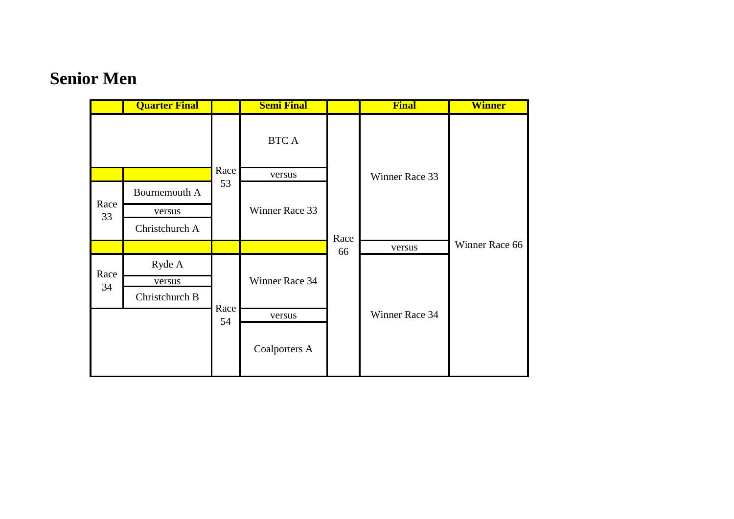## Senior Men

| | Quarter Final | | Semi Final | | Final | Winner |
|---|---|---|---|---|---|---|
| | | Race 53 | BTC A | Race 66 | Winner Race 33 | Winner Race 66 |
| | | | versus | | | |
| Race 33 | Bournemouth A | | Winner Race 33 | | | |
| | versus | | | | | |
| | Christchurch A | | | | | |
| | | | | | versus | |
| Race 34 | Ryde A | Race 54 | Winner Race 34 | | Winner Race 34 | |
| | versus | | | | | |
| | Christchurch B | | | | | |
| | | | versus | | | |
| | | | Coalporters A | | | |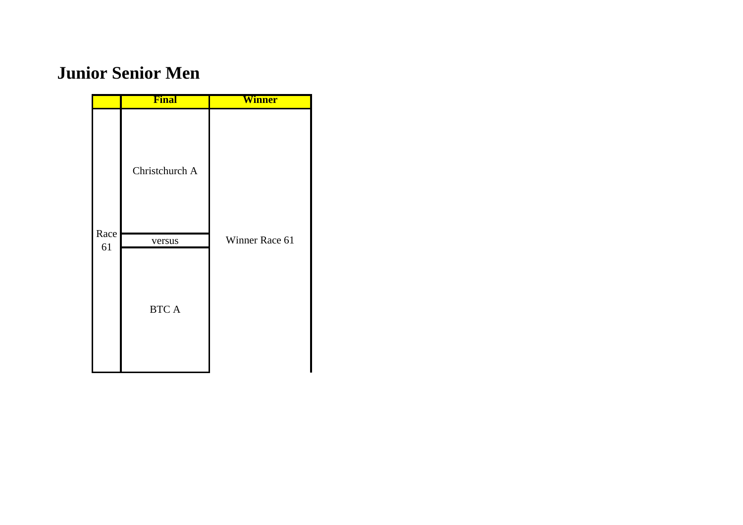# Junior Senior Men

| | Final | Winner |
|---|---|---|
| Race 61 | Christchurch A | Winner Race 61 |
| | versus | |
| | BTC A | |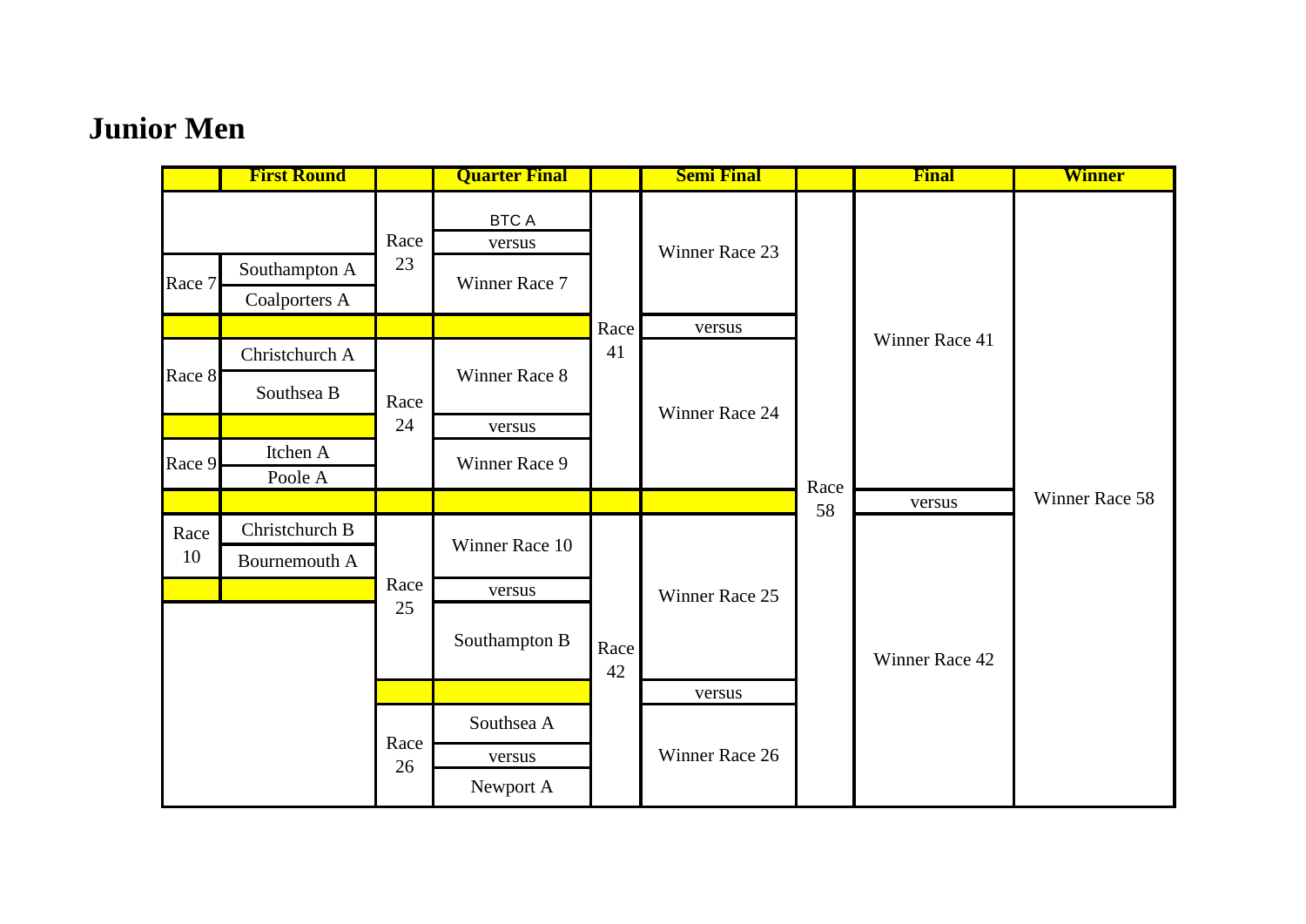# Junior Men

| | First Round | | Quarter Final | | Semi Final | | Final | Winner |
|---|---|---|---|---|---|---|---|---|
| | | Race 23 | BTC A | Race 41 | Winner Race 23 | Race 58 | Winner Race 41 | Winner Race 58 |
| | | | versus | | | | | |
| Race 7 | Southampton A | | Winner Race 7 | | | | | |
| | Coalporters A | | | | | | | |
| | | | | | versus | | | |
| Race 8 | Christchurch A | Race 24 | Winner Race 8 | | Winner Race 24 | | | |
| | Southsea B | | | | | | | |
| | | | versus | | | | | |
| Race 9 | Itchen A | | Winner Race 9 | | | | | |
| | Poole A | | | | | | | |
| | | | | | | | versus | |
| Race 10 | Christchurch B | Race 25 | Winner Race 10 | Race 42 | Winner Race 25 | | Winner Race 42 | |
| | Bournemouth A | | | | | | | |
| | | | versus | | | | | |
| | | | Southampton B | | | | | |
| | | | | | versus | | | |
| | | Race 26 | Southsea A | | Winner Race 26 | | | |
| | | | versus | | | | | |
| | | | Newport A | | | | | |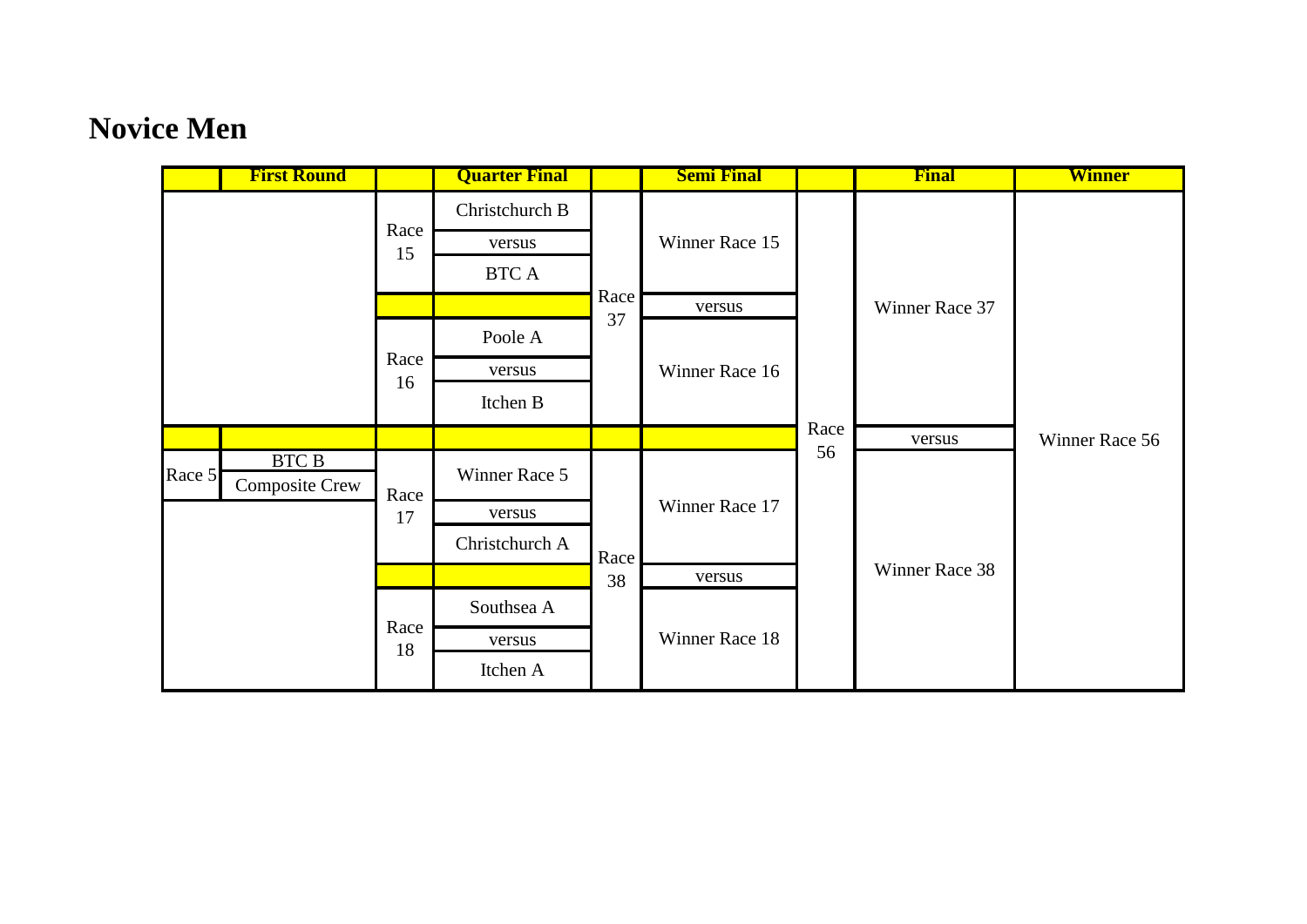# Novice Men

| | First Round | | Quarter Final | | Semi Final | | Final | Winner |
|---|---|---|---|---|---|---|---|---|
| | | Race 15 | Christchurch B | Race 37 | Winner Race 15 | Race 56 | Winner Race 37 | Winner Race 56 |
| | | | versus | | | | | |
| | | | BTC A | | | | | |
| | | | | | versus | | | |
| | | Race 16 | Poole A | | Winner Race 16 | | | |
| | | | versus | | | | | |
| | | | Itchen B | | | | | |
| | | | | | | | versus | |
| Race 5 | BTC B | Race 17 | Winner Race 5 | Race 38 | Winner Race 17 | | Winner Race 38 | |
| | Composite Crew | | | | | | | |
| | | | versus | | | | | |
| | | | Christchurch A | | | | | |
| | | | | | versus | | | |
| | | Race 18 | Southsea A | | Winner Race 18 | | | |
| | | | versus | | | | | |
| | | | Itchen A | | | | | |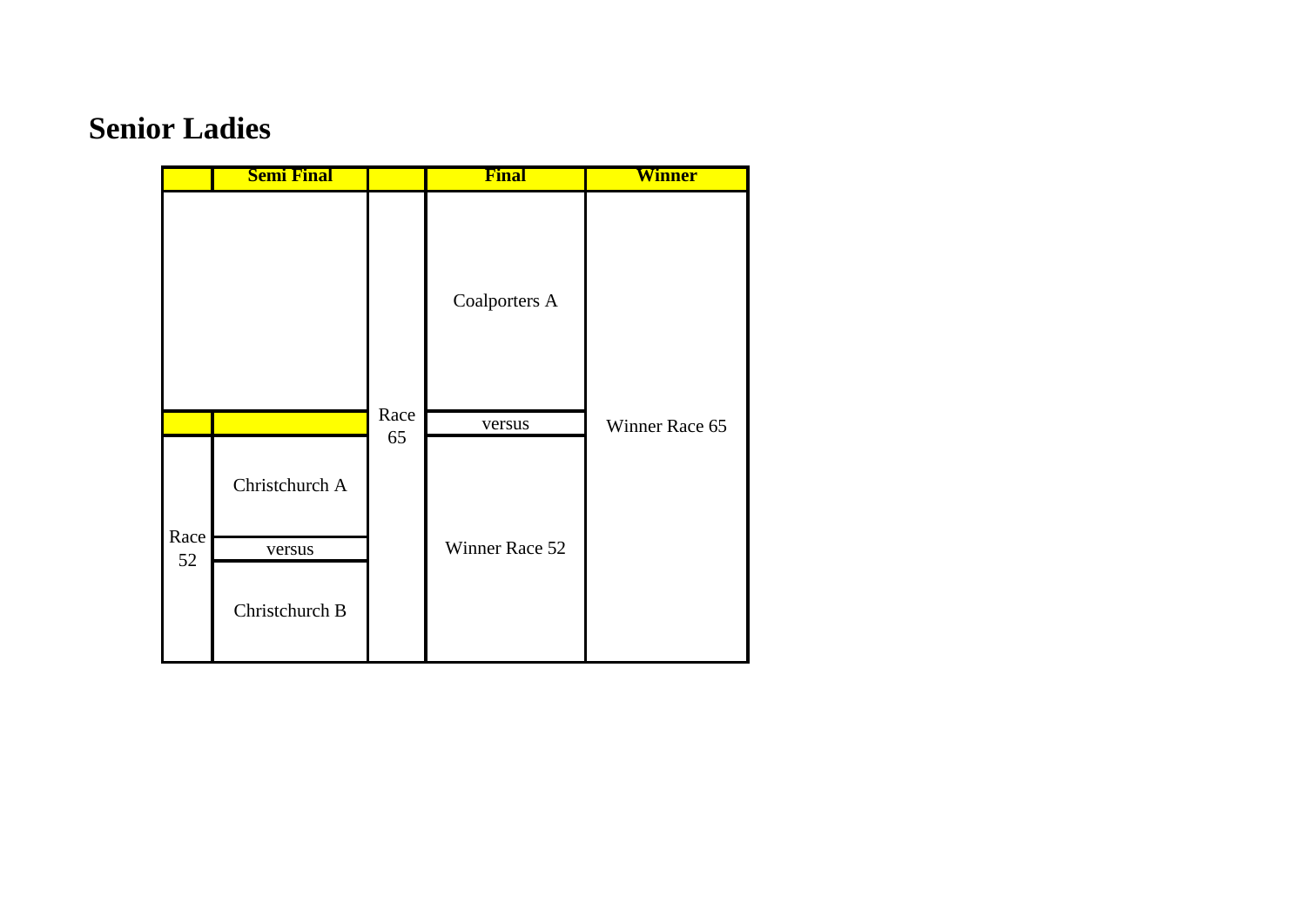# Senior Ladies

| | Semi Final | | Final | Winner |
|---|---|---|---|---|
| | | Race 65 | Coalporters A | Winner Race 65 |
| | | | versus | |
| Race 52 | Christchurch A | | Winner Race 52 | |
| | versus | | | |
| | Christchurch B | | | |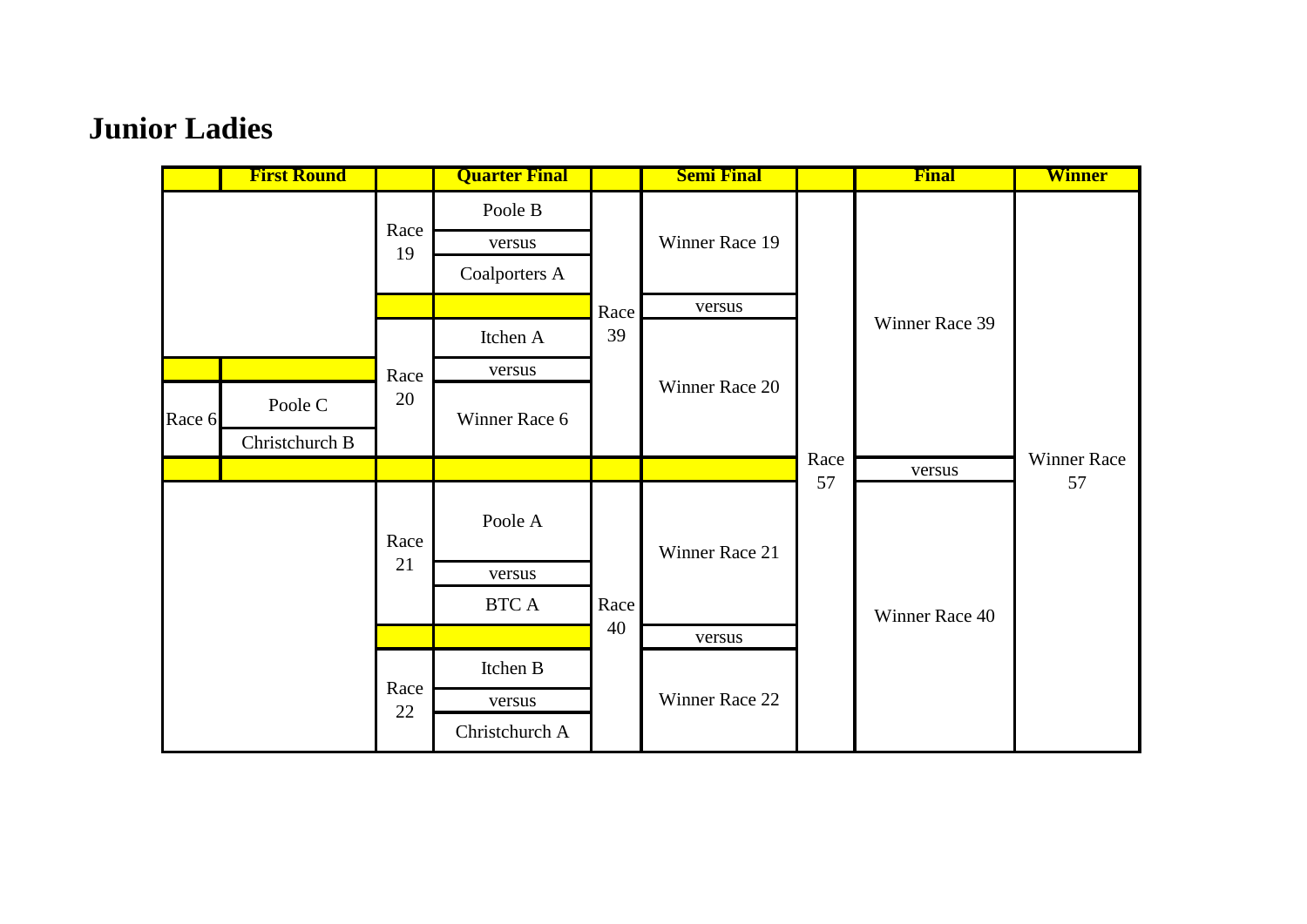# Junior Ladies

| | First Round | | Quarter Final | | Semi Final | | Final | Winner |
|---|---|---|---|---|---|---|---|---|
| | | Race 19 | Poole B | Race 39 | Winner Race 19 | Race 57 | Winner Race 39 | Winner Race 57 |
| | | | versus | | | | | |
| | | | Coalporters A | | | | | |
| | | | | | versus | | | |
| | | Race 20 | Itchen A | | Winner Race 20 | | | |
| | | | versus | | | | | |
| Race 6 | Poole C | | Winner Race 6 | | | | | |
| | Christchurch B | | | | | | | |
| | | | | | | | versus | |
| | | Race 21 | Poole A | Race 40 | Winner Race 21 | | Winner Race 40 | |
| | | | versus | | | | | |
| | | | BTC A | | | | | |
| | | | | | versus | | | |
| | | Race 22 | Itchen B | | Winner Race 22 | | | |
| | | | versus | | | | | |
| | | | Christchurch A | | | | | |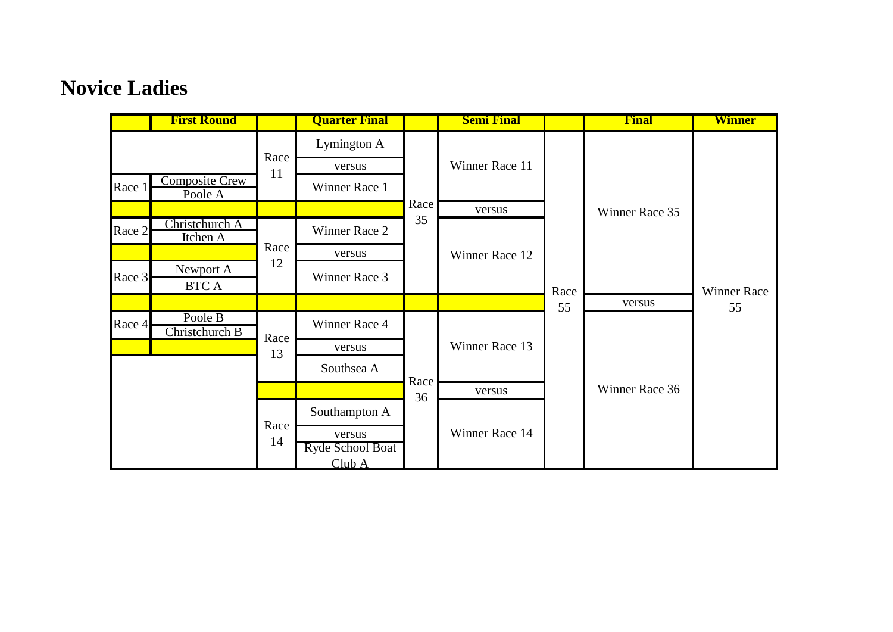# Novice Ladies

| | First Round | | Quarter Final | | Semi Final | | Final | Winner |
|---|---|---|---|---|---|---|---|---|
| | | Race 11 | Lymington A | Race 35 | Winner Race 11 | Race 55 | Winner Race 35 | Winner Race 55 |
| | | | versus | | | | | |
| Race 1 | Composite Crew | | Winner Race 1 | | | | | |
| | Poole A | | | | | | | |
| | | | | | versus | | | |
| Race 2 | Christchurch A | Race 12 | Winner Race 2 | | Winner Race 12 | | | |
| | Itchen A | | | | | | | |
| | | | versus | | | | | |
| Race 3 | Newport A | | Winner Race 3 | | | | | |
| | BTC A | | | | | | | |
| | | | | | | | versus | |
| Race 4 | Poole B | Race 13 | Winner Race 4 | Race 36 | Winner Race 13 | | Winner Race 36 | |
| | Christchurch B | | | | | | | |
| | | | versus | | | | | |
| | | | Southsea A | | | | | |
| | | | | | versus | | | |
| | | Race 14 | Southampton A | | Winner Race 14 | | | |
| | | | versus | | | | | |
| | | | Ryde School Boat Club A | | | | | |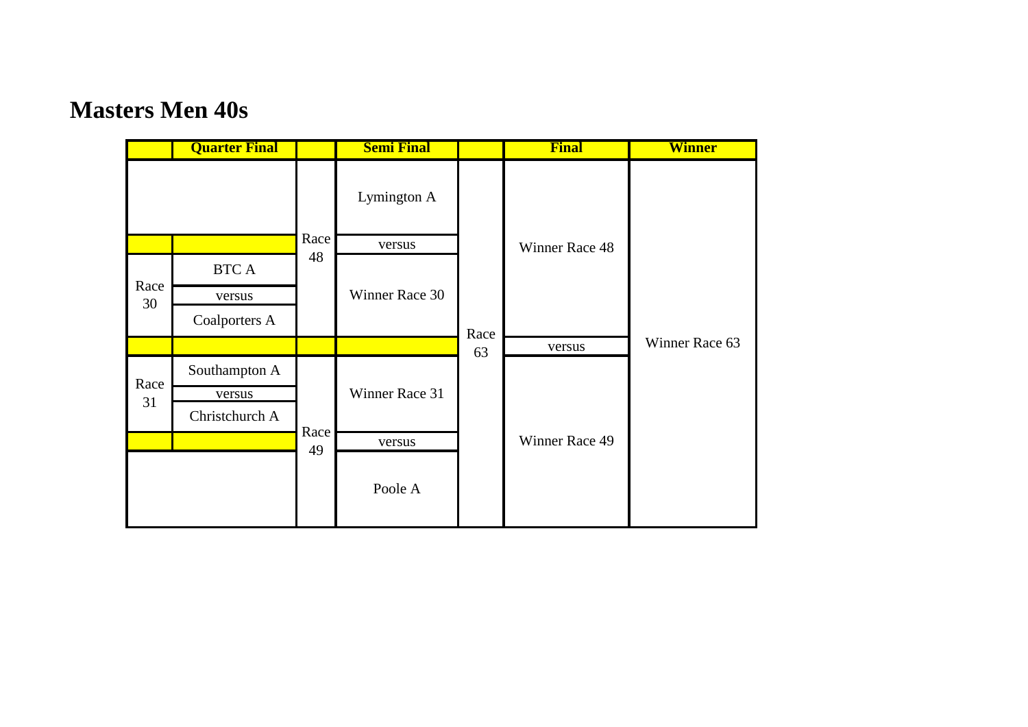# Masters Men 40s

| | Quarter Final | | Semi Final | | Final | Winner |
|---|---|---|---|---|---|---|
| | | Race 48 | Lymington A | Race 63 | Winner Race 48 | Winner Race 63 |
| | | | versus | | | |
| Race 30 | BTC A | | Winner Race 30 | | | |
| | versus | | | | | |
| | Coalporters A | | | | | |
| | | | | | versus | |
| Race 31 | Southampton A | Race 49 | Winner Race 31 | | Winner Race 49 | |
| | versus | | | | | |
| | Christchurch A | | | | | |
| | | | versus | | | |
| | | | Poole A | | | |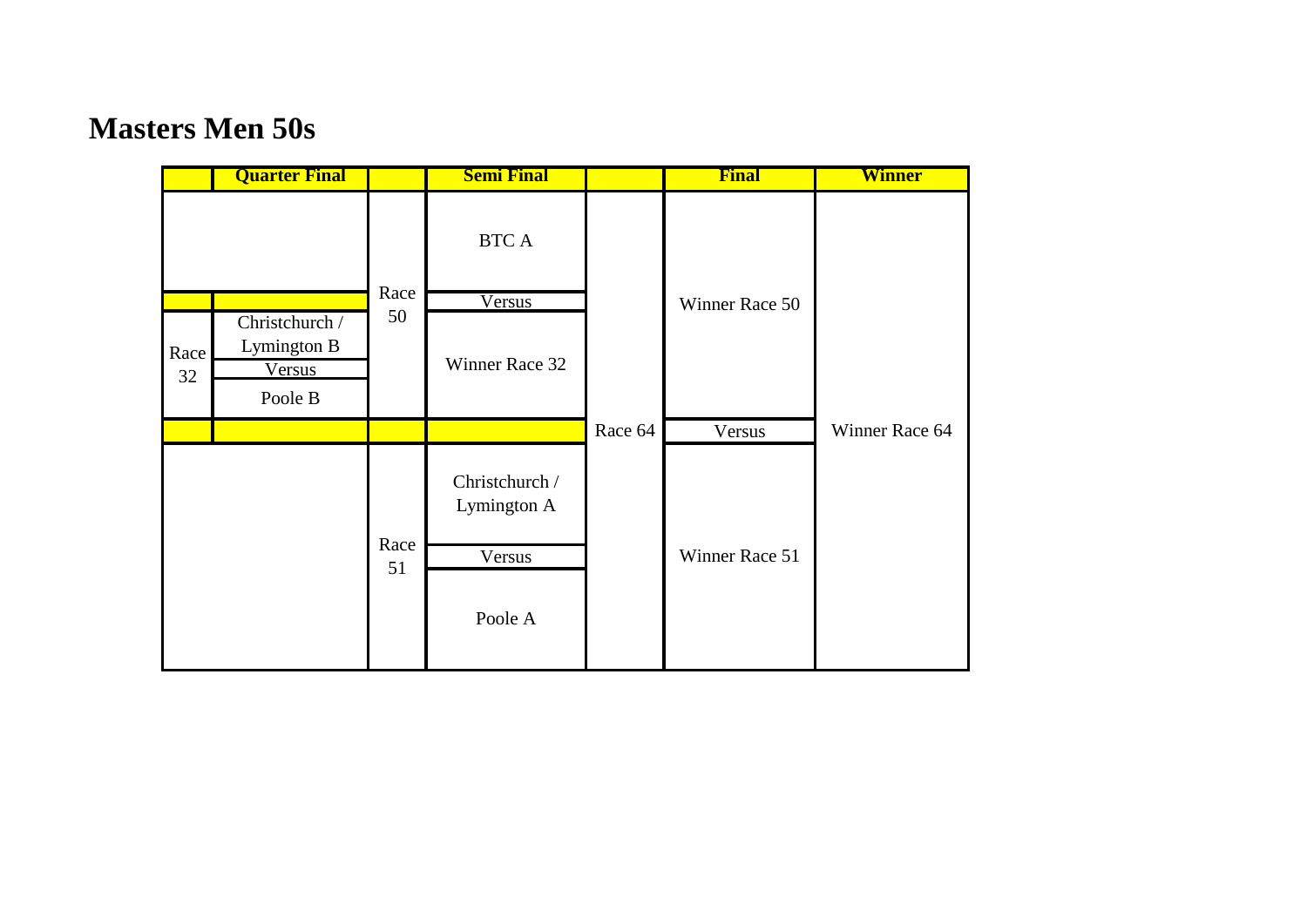# Masters Men 50s

| | Quarter Final | | Semi Final | | Final | Winner |
|---|---|---|---|---|---|---|
| | | Race 50 | BTC A | | Winner Race 50 | |
| | | | Versus | | | |
| Race 32 | Christchurch / Lymington B | | Winner Race 32 | | | |
| | Versus | | | | | |
| | Poole B | | | | | |
| | | | | Race 64 | Versus | Winner Race 64 |
| | | Race 51 | Christchurch / Lymington A | | Winner Race 51 | |
| | | | Versus | | | |
| | | | Poole A | | | |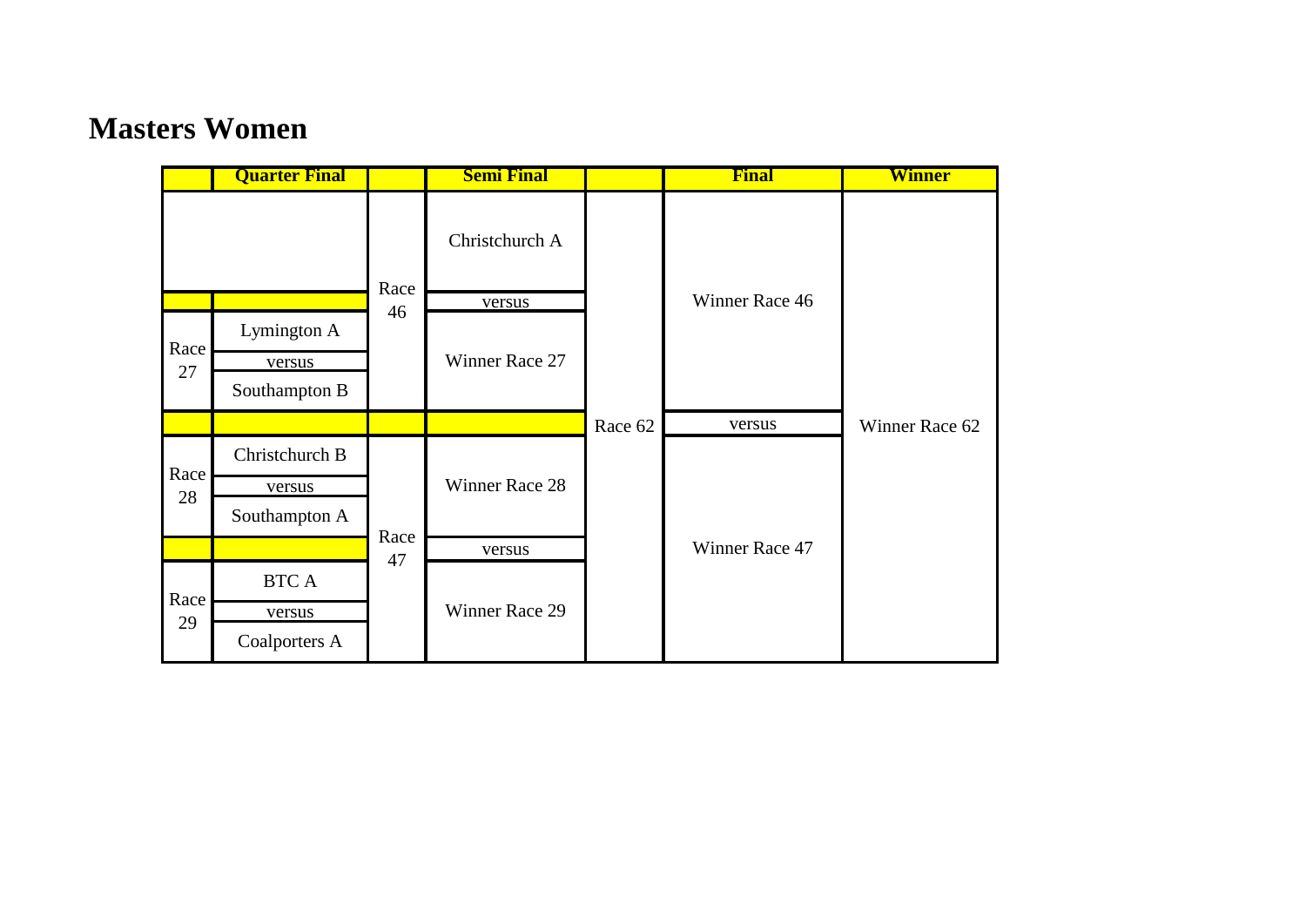# Masters Women

| | Quarter Final | | Semi Final | | Final | Winner |
|---|---|---|---|---|---|---|
| | | Race 46 | Christchurch A | Race 62 | Winner Race 46 | Winner Race 62 |
| | | | versus | | | |
| Race 27 | Lymington A | | Winner Race 27 | | | |
| | versus | | | | | |
| | Southampton B | | | | | |
| | | | | | versus | |
| Race 28 | Christchurch B | Race 47 | Winner Race 28 | | Winner Race 47 | |
| | versus | | | | | |
| | Southampton A | | | | | |
| | | | versus | | | |
| Race 29 | BTC A | | Winner Race 29 | | | |
| | versus | | | | | |
| | Coalporters A | | | | | |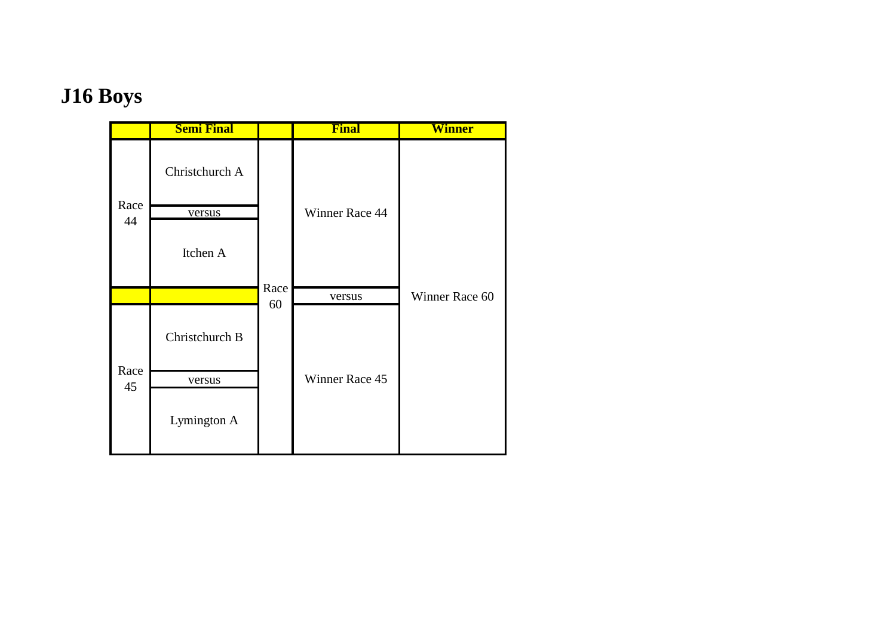# J16 Boys

| | Semi Final | | Final | Winner |
|---|---|---|---|---|
| Race 44 | Christchurch A | Race 60 | Winner Race 44 | Winner Race 60 |
| | versus | | | |
| | Itchen A | | | |
| | | | versus | |
| Race 45 | Christchurch B | | Winner Race 45 | |
| | versus | | | |
| | Lymington A | | | |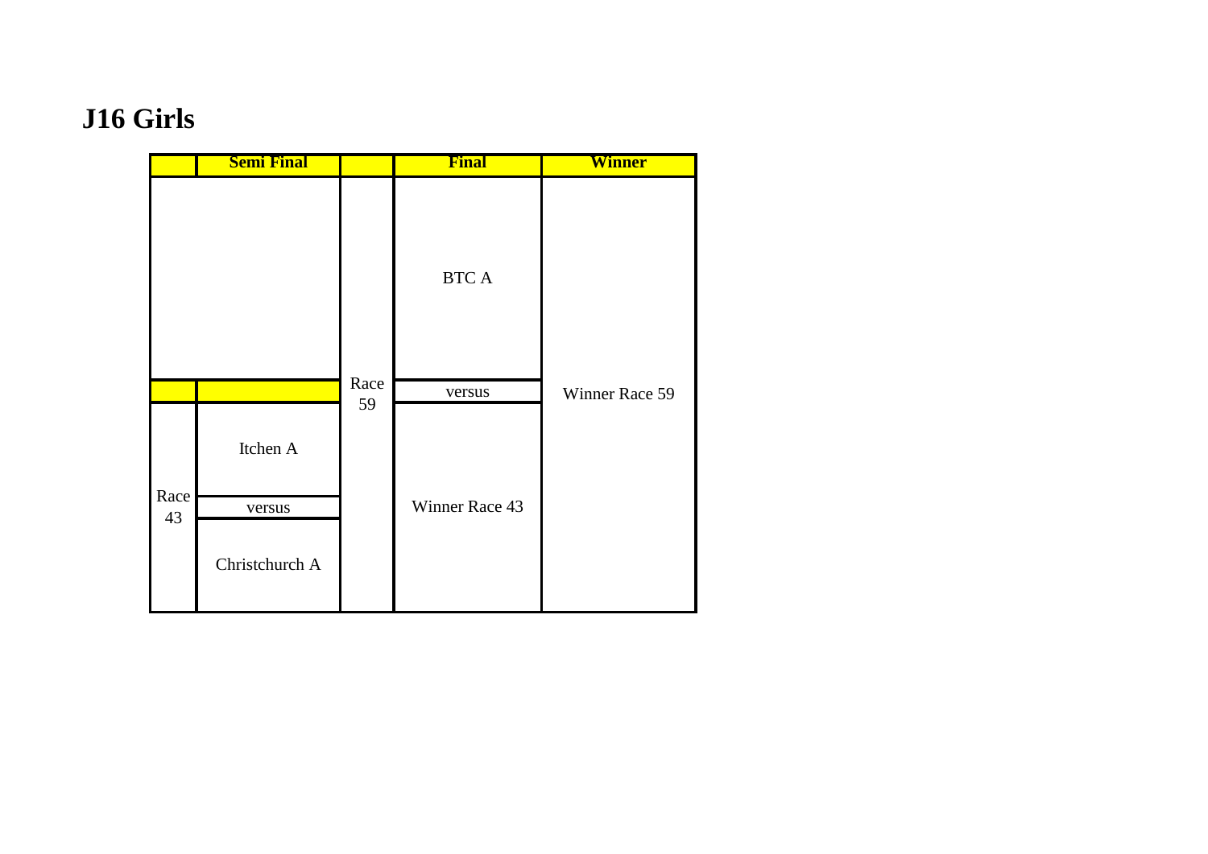# J16 Girls

| | Semi Final | | Final | Winner |
|---|---|---|---|---|
| | | Race 59 | BTC A | Winner Race 59 |
| | | | versus | |
| Race 43 | Itchen A | | Winner Race 43 | |
| | versus | | | |
| | Christchurch A | | | |